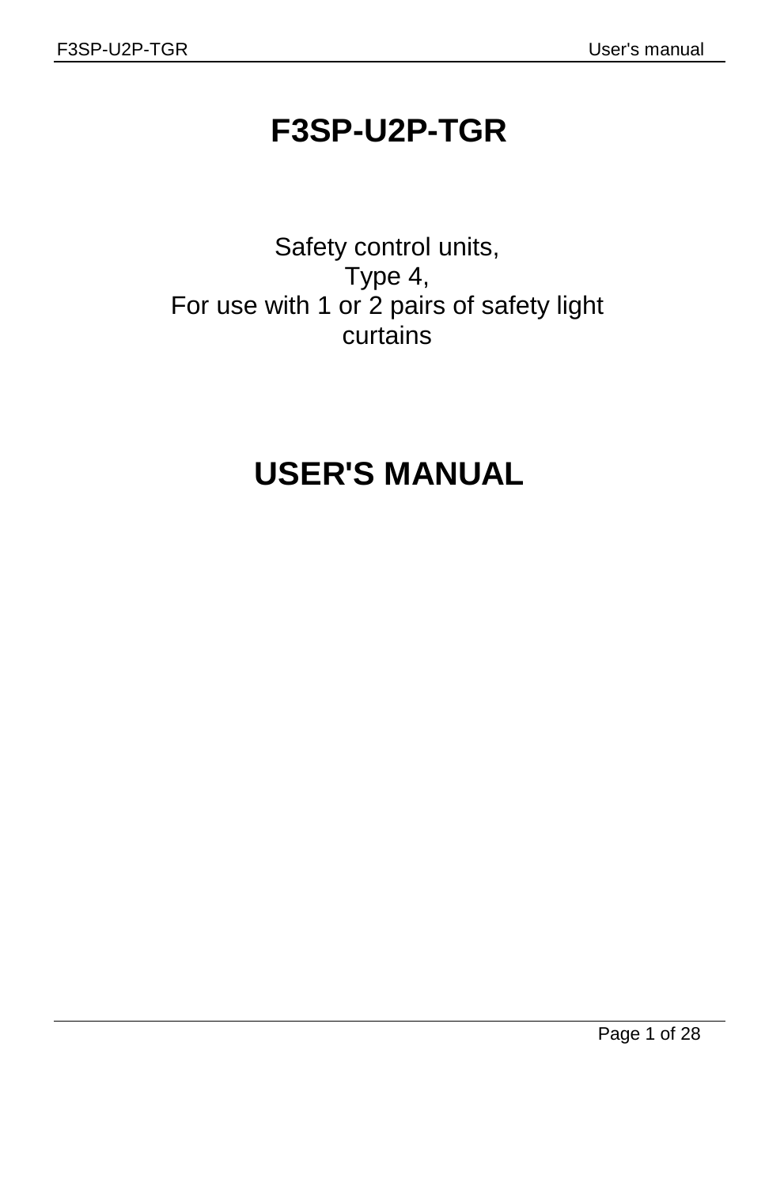# F3SP-U2P-TGR

Safety control units,
Type 4,
For use with 1 or 2 pairs of safety light curtains

# USER'S MANUAL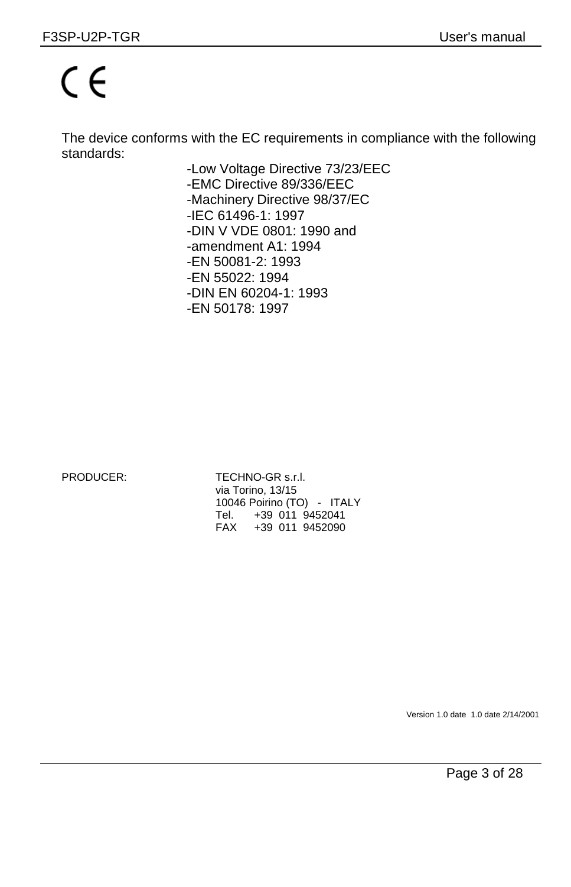CE

The device conforms with the EC requirements in compliance with the following standards:

-Low Voltage Directive 73/23/EEC
-EMC Directive 89/336/EEC
-Machinery Directive 98/37/EC
-IEC 61496-1: 1997
-DIN V VDE 0801: 1990 and
-amendment A1: 1994
-EN 50081-2: 1993
-EN 55022: 1994
-DIN EN 60204-1: 1993
-EN 50178: 1997

PRODUCER:

TECHNO-GR s.r.l.
via Torino, 13/15
10046 Poirino (TO) - ITALY
Tel. +39 011 9452041
FAX +39 011 9452090

Version 1.0 date 1.0 date 2/14/2001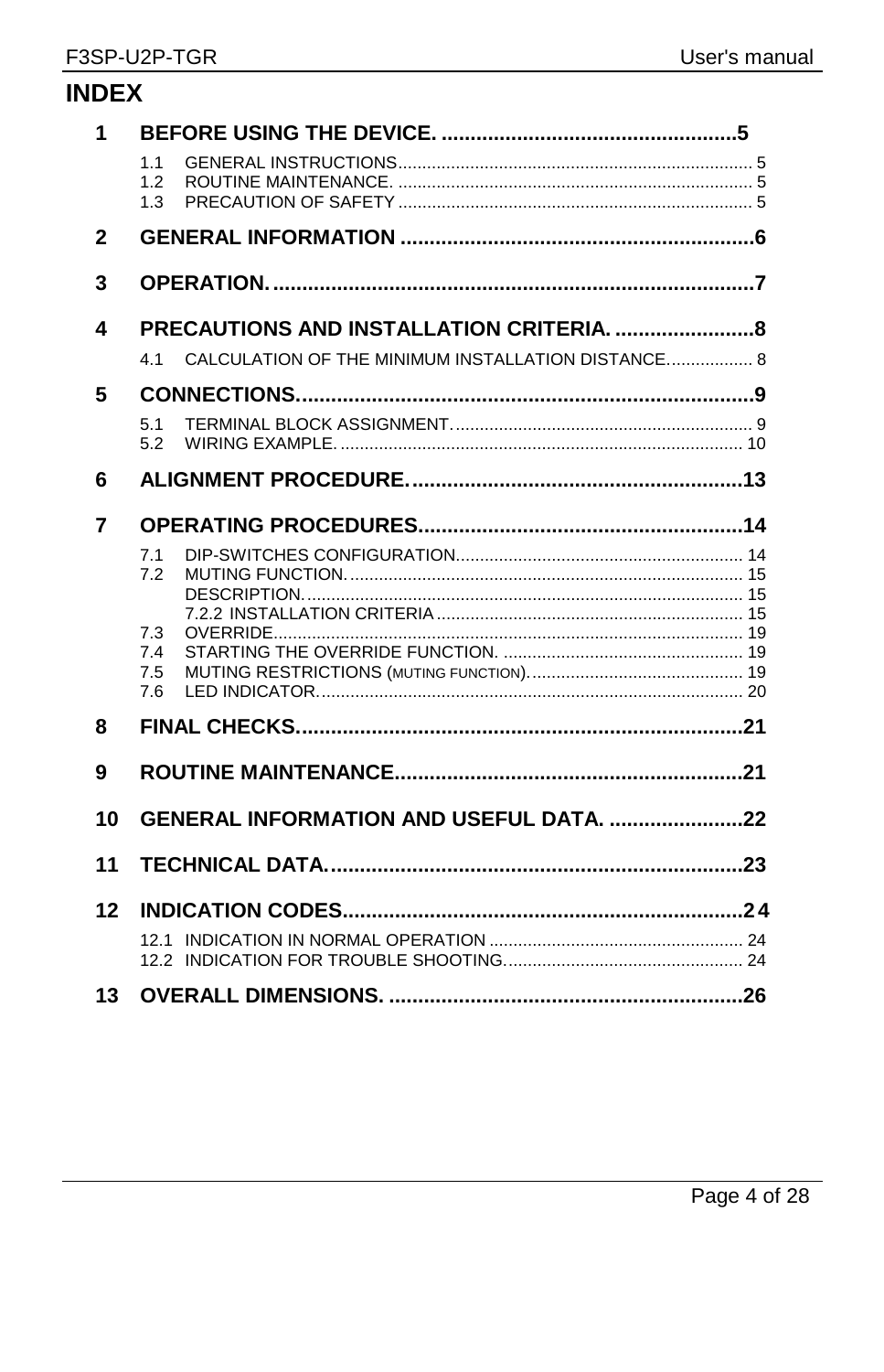# INDEX

**1 BEFORE USING THE DEVICE. ....................................................5**

- 1.1 GENERAL INSTRUCTIONS.......................................................................... 5
- 1.2 ROUTINE MAINTENANCE. .......................................................................... 5
- 1.3 PRECAUTION OF SAFETY .......................................................................... 5

**2 GENERAL INFORMATION .............................................................6**

**3 OPERATION. ...................................................................................7**

**4 PRECAUTIONS AND INSTALLATION CRITERIA. ........................8**

- 4.1 CALCULATION OF THE MINIMUM INSTALLATION DISTANCE.................. 8

**5 CONNECTIONS..............................................................................9**

- 5.1 TERMINAL BLOCK ASSIGNMENT. ............................................................. 9
- 5.2 WIRING EXAMPLE. .................................................................................... 10

**6 ALIGNMENT PROCEDURE. .........................................................13**

**7 OPERATING PROCEDURES.........................................................14**

- 7.1 DIP-SWITCHES CONFIGURATION............................................................ 14
- 7.2 MUTING FUNCTION. .................................................................................. 15
  - DESCRIPTION. ............................................................................................ 15
  - 7.2.2 INSTALLATION CRITERIA ................................................................ 15
- 7.3 OVERRIDE................................................................................................... 19
- 7.4 STARTING THE OVERRIDE FUNCTION. .................................................. 19
- 7.5 MUTING RESTRICTIONS (MUTING FUNCTION). ............................................ 19
- 7.6 LED INDICATOR.......................................................................................... 20

**8 FINAL CHECKS.............................................................................21**

**9 ROUTINE MAINTENANCE............................................................21**

**10 GENERAL INFORMATION AND USEFUL DATA. .......................22**

**11 TECHNICAL DATA........................................................................23**

**12 INDICATION CODES.....................................................................24**

- 12.1 INDICATION IN NORMAL OPERATION ..................................................... 24
- 12.2 INDICATION FOR TROUBLE SHOOTING.................................................. 24

**13 OVERALL DIMENSIONS. .............................................................26**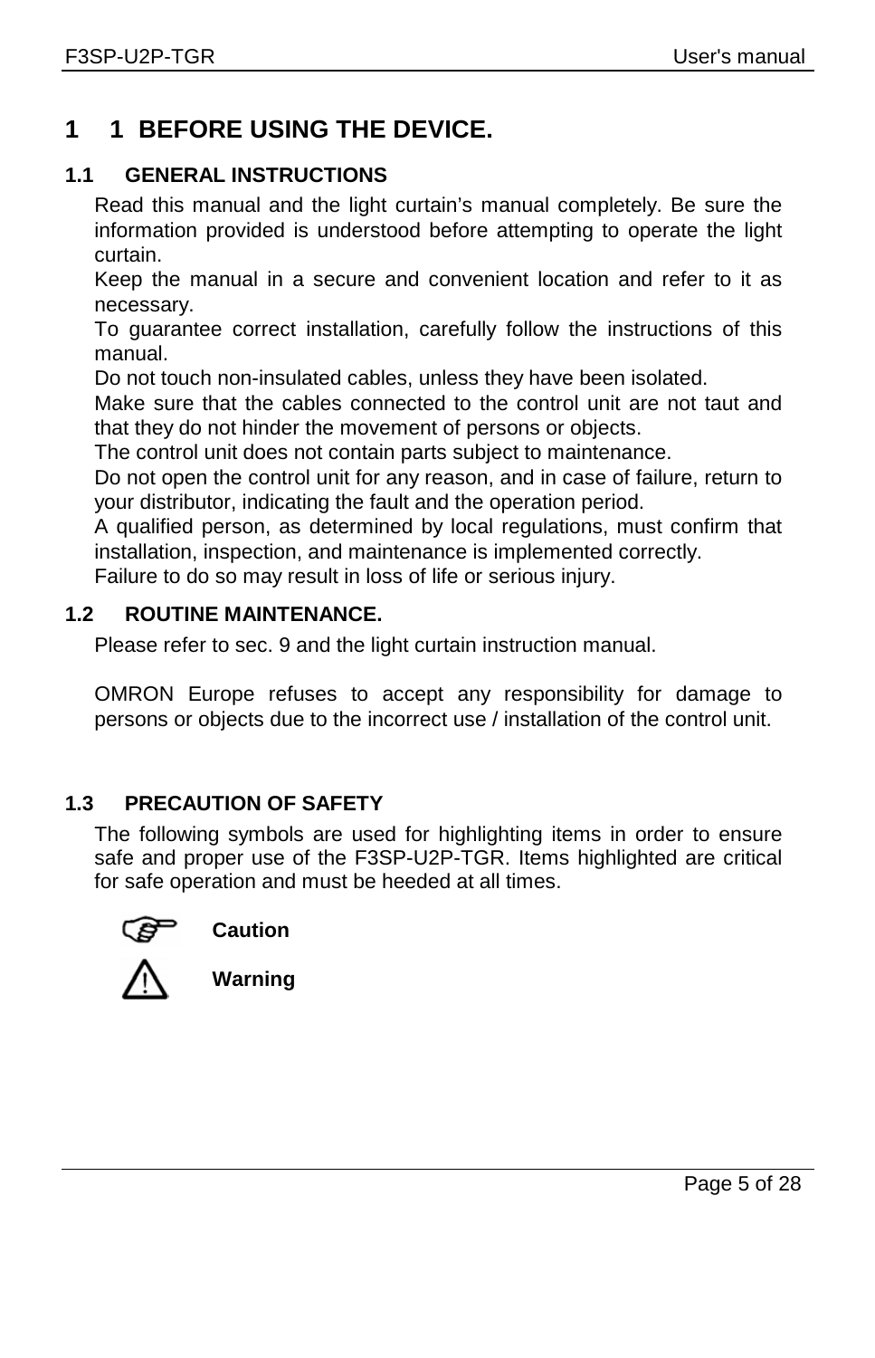# 1 1 BEFORE USING THE DEVICE.

## 1.1 GENERAL INSTRUCTIONS

Read this manual and the light curtain's manual completely. Be sure the information provided is understood before attempting to operate the light curtain.
Keep the manual in a secure and convenient location and refer to it as necessary.
To guarantee correct installation, carefully follow the instructions of this manual.
Do not touch non-insulated cables, unless they have been isolated.
Make sure that the cables connected to the control unit are not taut and that they do not hinder the movement of persons or objects.
The control unit does not contain parts subject to maintenance.
Do not open the control unit for any reason, and in case of failure, return to your distributor, indicating the fault and the operation period.
A qualified person, as determined by local regulations, must confirm that installation, inspection, and maintenance is implemented correctly.
Failure to do so may result in loss of life or serious injury.

## 1.2 ROUTINE MAINTENANCE.

Please refer to sec. 9 and the light curtain instruction manual.

OMRON Europe refuses to accept any responsibility for damage to persons or objects due to the incorrect use / installation of the control unit.

## 1.3 PRECAUTION OF SAFETY

The following symbols are used for highlighting items in order to ensure safe and proper use of the F3SP-U2P-TGR. Items highlighted are critical for safe operation and must be heeded at all times.

☞ **Caution**

⚠ **Warning**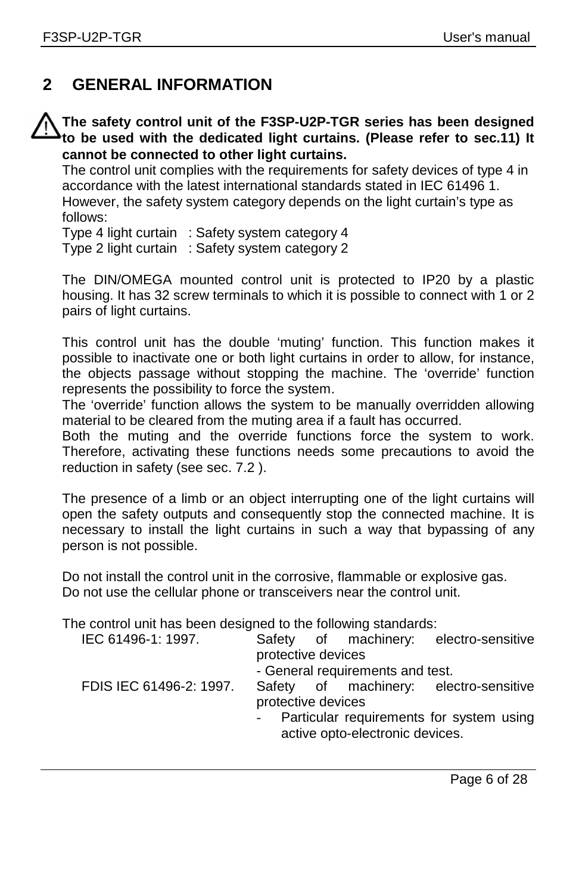# 2 GENERAL INFORMATION

⚠ **The safety control unit of the F3SP-U2P-TGR series has been designed to be used with the dedicated light curtains. (Please refer to sec.11) It cannot be connected to other light curtains.**

The control unit complies with the requirements for safety devices of type 4 in accordance with the latest international standards stated in IEC 61496 1.

However, the safety system category depends on the light curtain's type as follows:

Type 4 light curtain : Safety system category 4
Type 2 light curtain : Safety system category 2

The DIN/OMEGA mounted control unit is protected to IP20 by a plastic housing. It has 32 screw terminals to which it is possible to connect with 1 or 2 pairs of light curtains.

This control unit has the double 'muting' function. This function makes it possible to inactivate one or both light curtains in order to allow, for instance, the objects passage without stopping the machine. The 'override' function represents the possibility to force the system.

The 'override' function allows the system to be manually overridden allowing material to be cleared from the muting area if a fault has occurred.

Both the muting and the override functions force the system to work. Therefore, activating these functions needs some precautions to avoid the reduction in safety (see sec. 7.2 ).

The presence of a limb or an object interrupting one of the light curtains will open the safety outputs and consequently stop the connected machine. It is necessary to install the light curtains in such a way that bypassing of any person is not possible.

Do not install the control unit in the corrosive, flammable or explosive gas.
Do not use the cellular phone or transceivers near the control unit.

The control unit has been designed to the following standards:

| | |
|---|---|
| IEC 61496-1: 1997. | Safety of machinery: electro-sensitive protective devices<br>- General requirements and test. |
| FDIS IEC 61496-2: 1997. | Safety of machinery: electro-sensitive protective devices<br>- Particular requirements for system using active opto-electronic devices. |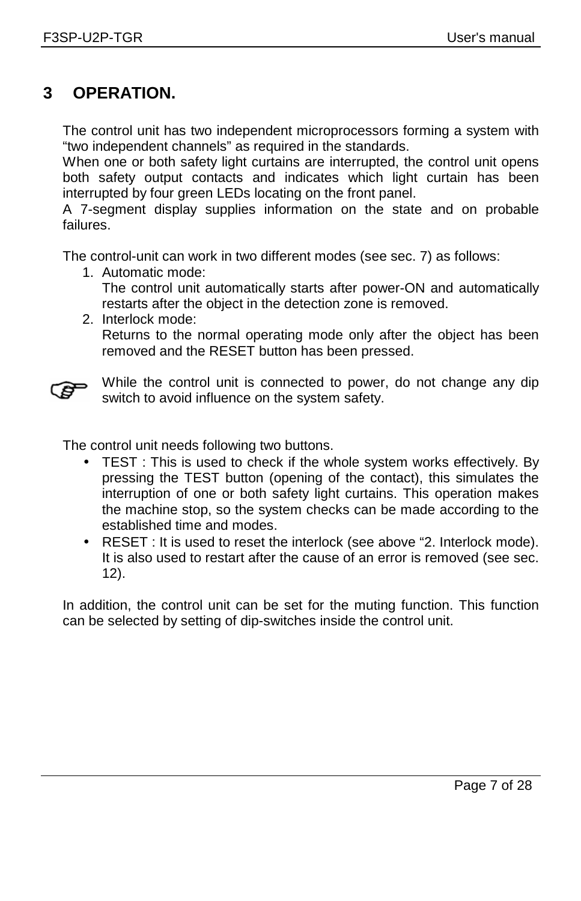# 3 OPERATION.

The control unit has two independent microprocessors forming a system with “two independent channels” as required in the standards.
When one or both safety light curtains are interrupted, the control unit opens both safety output contacts and indicates which light curtain has been interrupted by four green LEDs locating on the front panel.
A 7-segment display supplies information on the state and on probable failures.

The control-unit can work in two different modes (see sec. 7) as follows:

1. Automatic mode:
   The control unit automatically starts after power-ON and automatically restarts after the object in the detection zone is removed.
2. Interlock mode:
   Returns to the normal operating mode only after the object has been removed and the RESET button has been pressed.

☞ While the control unit is connected to power, do not change any dip switch to avoid influence on the system safety.

The control unit needs following two buttons.

- TEST : This is used to check if the whole system works effectively. By pressing the TEST button (opening of the contact), this simulates the interruption of one or both safety light curtains. This operation makes the machine stop, so the system checks can be made according to the established time and modes.
- RESET : It is used to reset the interlock (see above “2. Interlock mode). It is also used to restart after the cause of an error is removed (see sec. 12).

In addition, the control unit can be set for the muting function. This function can be selected by setting of dip-switches inside the control unit.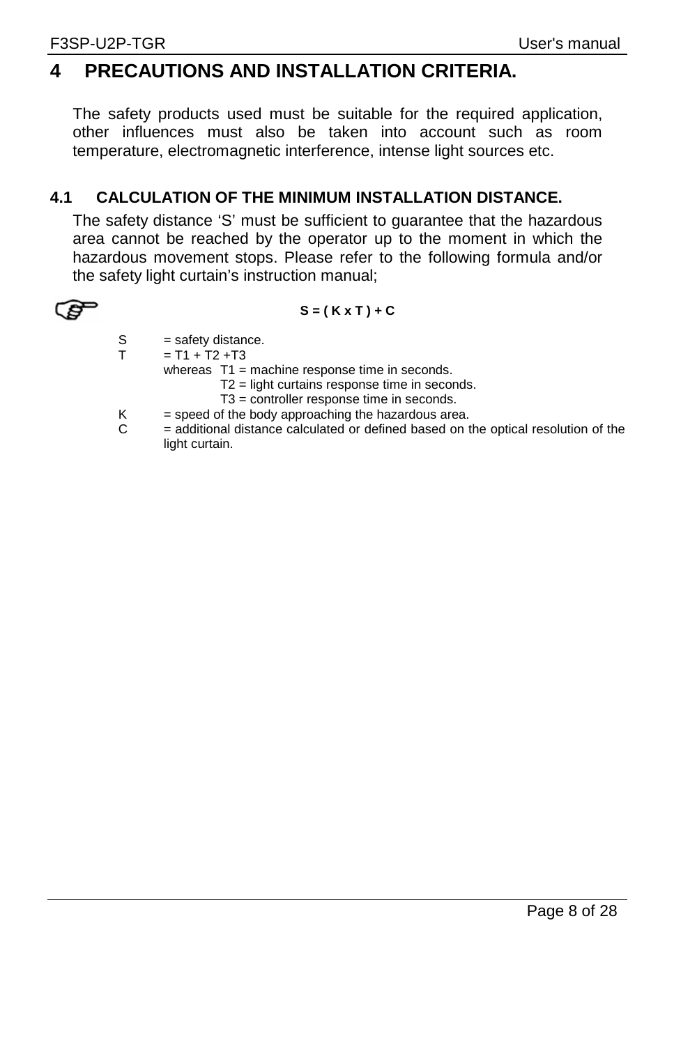# 4 PRECAUTIONS AND INSTALLATION CRITERIA.

The safety products used must be suitable for the required application, other influences must also be taken into account such as room temperature, electromagnetic interference, intense light sources etc.

## 4.1 CALCULATION OF THE MINIMUM INSTALLATION DISTANCE.

The safety distance ‘S’ must be sufficient to guarantee that the hazardous area cannot be reached by the operator up to the moment in which the hazardous movement stops. Please refer to the following formula and/or the safety light curtain’s instruction manual;

$$S = ( K \times T ) + C$$

S = safety distance.

T = T1 + T2 +T3

whereas T1 = machine response time in seconds.

T2 = light curtains response time in seconds.

T3 = controller response time in seconds.

K = speed of the body approaching the hazardous area.

C = additional distance calculated or defined based on the optical resolution of the light curtain.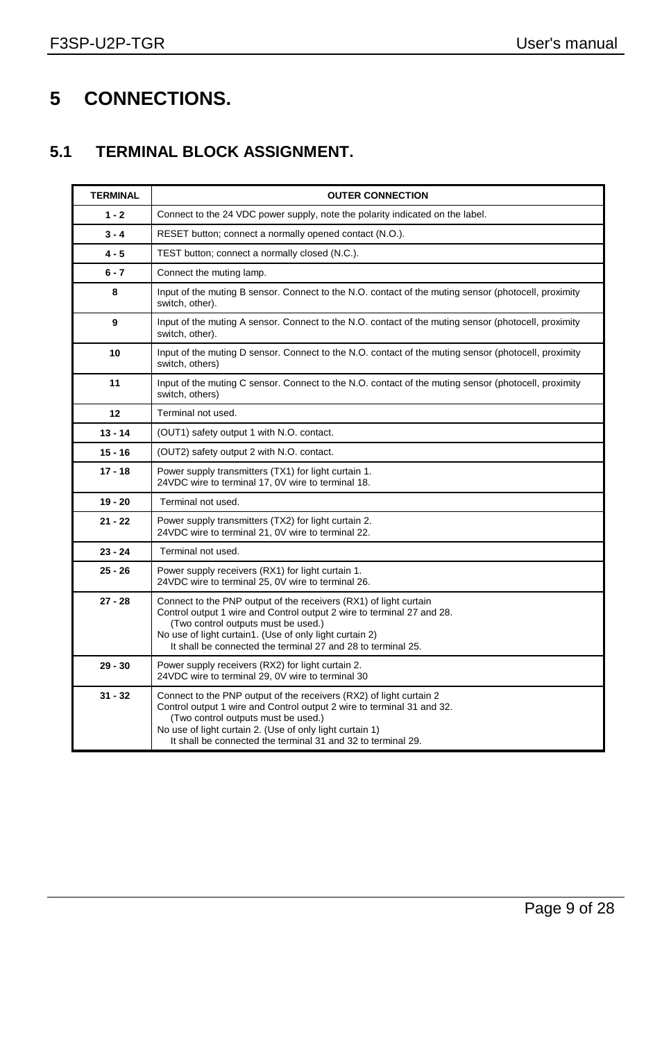# 5 CONNECTIONS.

## 5.1 TERMINAL BLOCK ASSIGNMENT.

| TERMINAL | OUTER CONNECTION |
|---|---|
| 1 - 2 | Connect to the 24 VDC power supply, note the polarity indicated on the label. |
| 3 - 4 | RESET button; connect a normally opened contact (N.O.). |
| 4 - 5 | TEST button; connect a normally closed (N.C.). |
| 6 - 7 | Connect the muting lamp. |
| 8 | Input of the muting B sensor. Connect to the N.O. contact of the muting sensor (photocell, proximity switch, other). |
| 9 | Input of the muting A sensor. Connect to the N.O. contact of the muting sensor (photocell, proximity switch, other). |
| 10 | Input of the muting D sensor. Connect to the N.O. contact of the muting sensor (photocell, proximity switch, others) |
| 11 | Input of the muting C sensor. Connect to the N.O. contact of the muting sensor (photocell, proximity switch, others) |
| 12 | Terminal not used. |
| 13 - 14 | (OUT1) safety output 1 with N.O. contact. |
| 15 - 16 | (OUT2) safety output 2 with N.O. contact. |
| 17 - 18 | Power supply transmitters (TX1) for light curtain 1.<br>24VDC wire to terminal 17, 0V wire to terminal 18. |
| 19 - 20 | Terminal not used. |
| 21 - 22 | Power supply transmitters (TX2) for light curtain 2.<br>24VDC wire to terminal 21, 0V wire to terminal 22. |
| 23 - 24 | Terminal not used. |
| 25 - 26 | Power supply receivers (RX1) for light curtain 1.<br>24VDC wire to terminal 25, 0V wire to terminal 26. |
| 27 - 28 | Connect to the PNP output of the receivers (RX1) of light curtain<br>Control output 1 wire and Control output 2 wire to terminal 27 and 28.<br>(Two control outputs must be used.)<br>No use of light curtain1. (Use of only light curtain 2)<br>It shall be connected the terminal 27 and 28 to terminal 25. |
| 29 - 30 | Power supply receivers (RX2) for light curtain 2.<br>24VDC wire to terminal 29, 0V wire to terminal 30 |
| 31 - 32 | Connect to the PNP output of the receivers (RX2) of light curtain 2<br>Control output 1 wire and Control output 2 wire to terminal 31 and 32.<br>(Two control outputs must be used.)<br>No use of light curtain 2. (Use of only light curtain 1)<br>It shall be connected the terminal 31 and 32 to terminal 29. |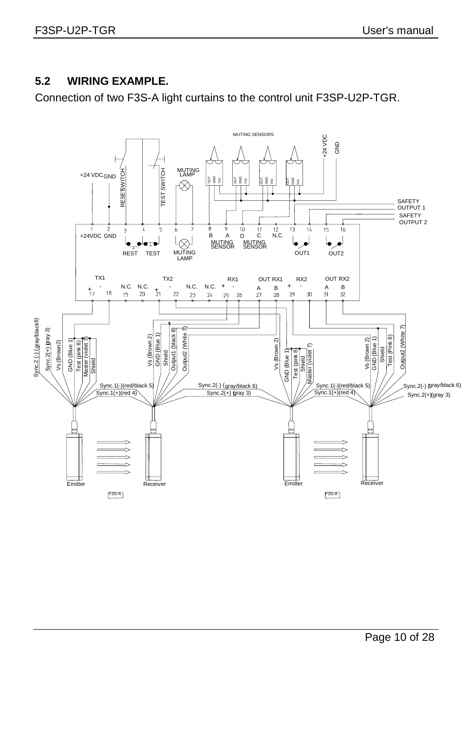## 5.2 WIRING EXAMPLE.

Connection of two F3S-A light curtains to the control unit F3SP-U2P-TGR.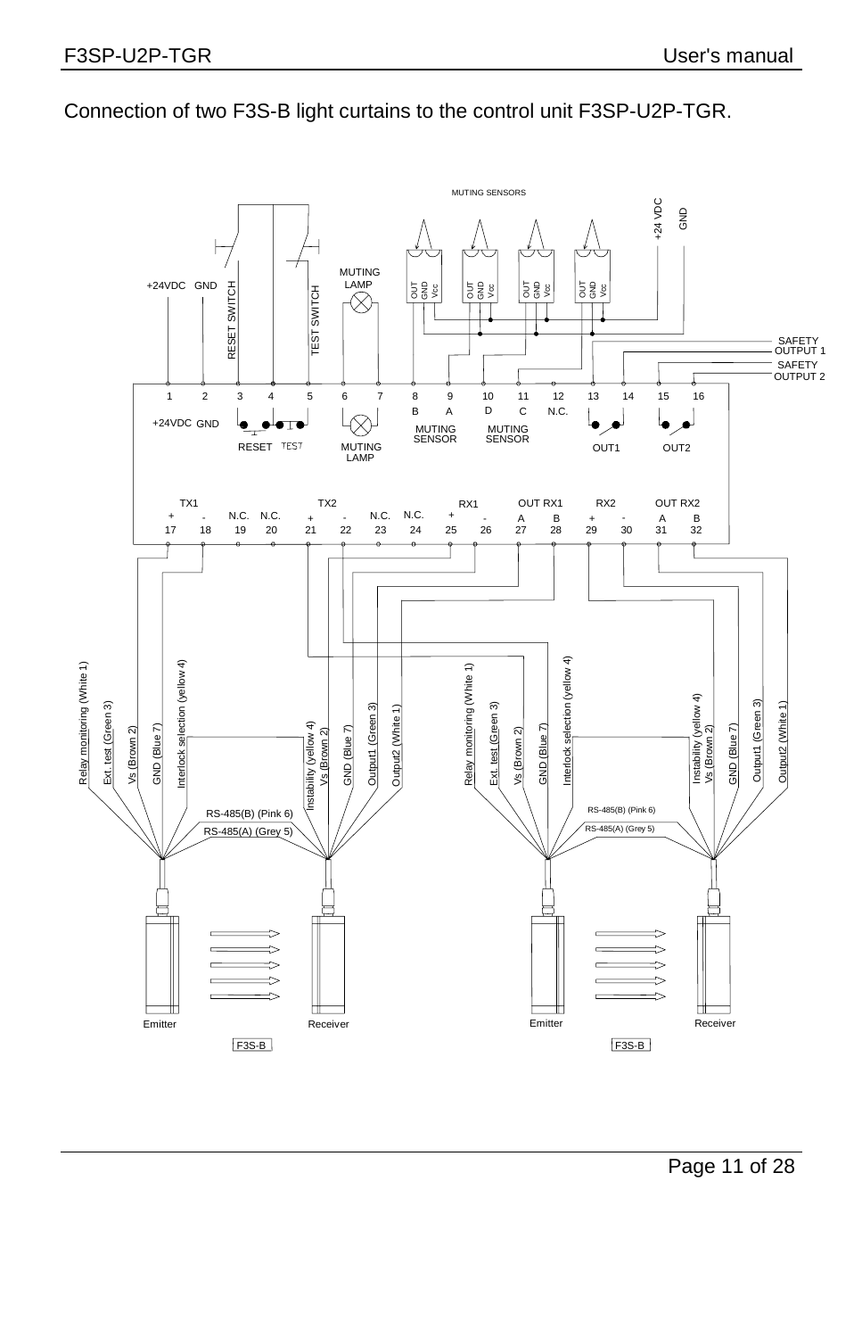Connection of two F3S-B light curtains to the control unit F3SP-U2P-TGR.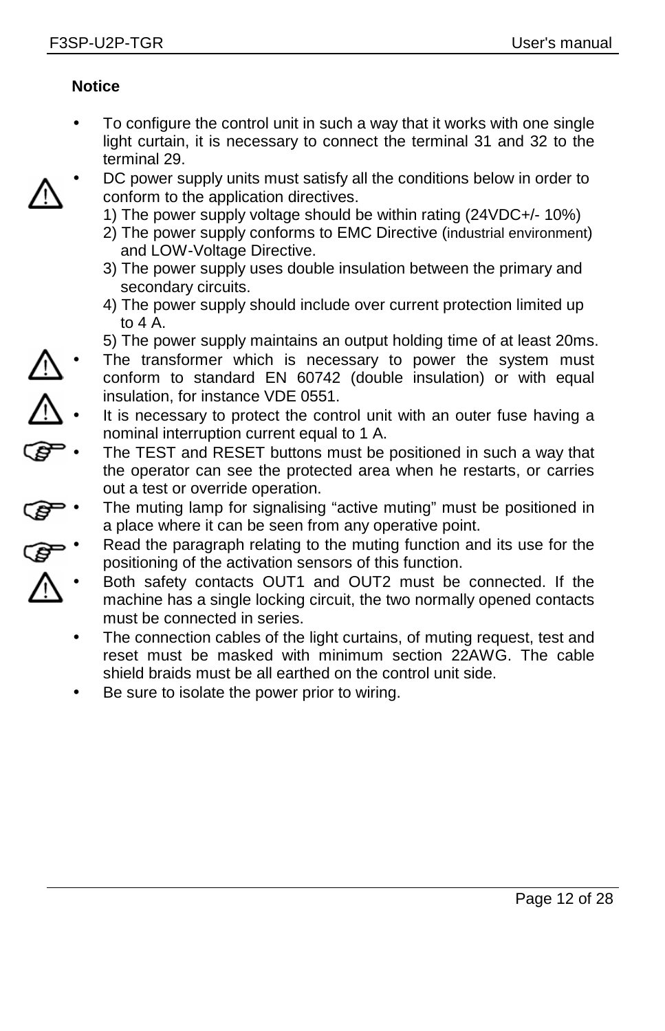**Notice**

- To configure the control unit in such a way that it works with one single light curtain, it is necessary to connect the terminal 31 and 32 to the terminal 29.
- DC power supply units must satisfy all the conditions below in order to conform to the application directives.
  1) The power supply voltage should be within rating (24VDC+/- 10%)
  2) The power supply conforms to EMC Directive (industrial environment) and LOW-Voltage Directive.
  3) The power supply uses double insulation between the primary and secondary circuits.
  4) The power supply should include over current protection limited up to 4 A.
  5) The power supply maintains an output holding time of at least 20ms.
- The transformer which is necessary to power the system must conform to standard EN 60742 (double insulation) or with equal insulation, for instance VDE 0551.
- It is necessary to protect the control unit with an outer fuse having a nominal interruption current equal to 1 A.
- The TEST and RESET buttons must be positioned in such a way that the operator can see the protected area when he restarts, or carries out a test or override operation.
- The muting lamp for signalising “active muting” must be positioned in a place where it can be seen from any operative point.
- Read the paragraph relating to the muting function and its use for the positioning of the activation sensors of this function.
- Both safety contacts OUT1 and OUT2 must be connected. If the machine has a single locking circuit, the two normally opened contacts must be connected in series.
- The connection cables of the light curtains, of muting request, test and reset must be masked with minimum section 22AWG. The cable shield braids must be all earthed on the control unit side.
- Be sure to isolate the power prior to wiring.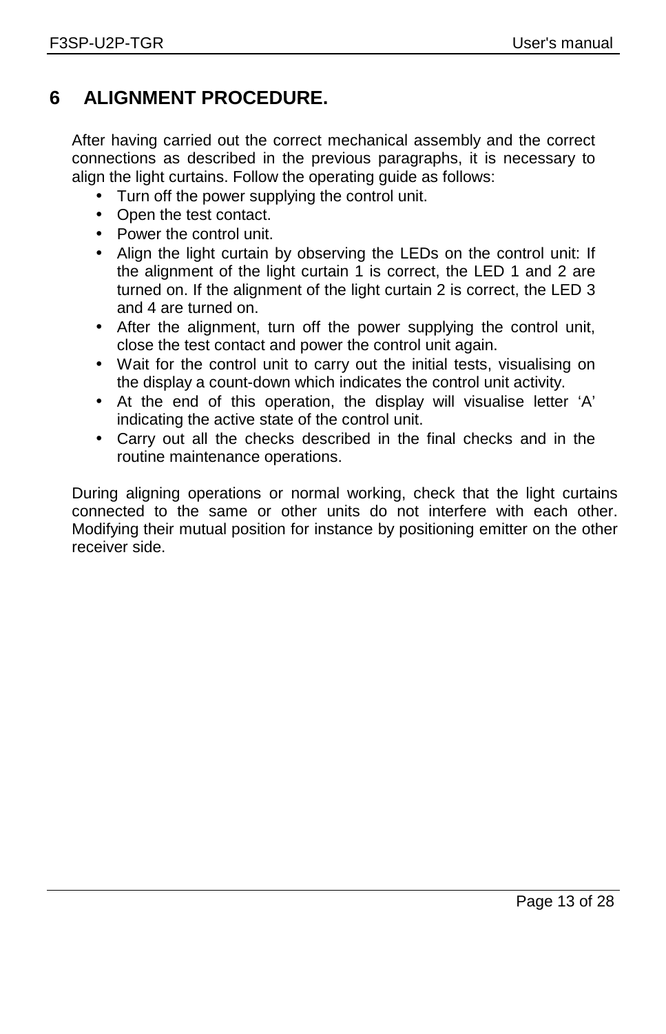# 6 ALIGNMENT PROCEDURE.

After having carried out the correct mechanical assembly and the correct connections as described in the previous paragraphs, it is necessary to align the light curtains. Follow the operating guide as follows:

- Turn off the power supplying the control unit.
- Open the test contact.
- Power the control unit.
- Align the light curtain by observing the LEDs on the control unit: If the alignment of the light curtain 1 is correct, the LED 1 and 2 are turned on. If the alignment of the light curtain 2 is correct, the LED 3 and 4 are turned on.
- After the alignment, turn off the power supplying the control unit, close the test contact and power the control unit again.
- Wait for the control unit to carry out the initial tests, visualising on the display a count-down which indicates the control unit activity.
- At the end of this operation, the display will visualise letter 'A' indicating the active state of the control unit.
- Carry out all the checks described in the final checks and in the routine maintenance operations.

During aligning operations or normal working, check that the light curtains connected to the same or other units do not interfere with each other. Modifying their mutual position for instance by positioning emitter on the other receiver side.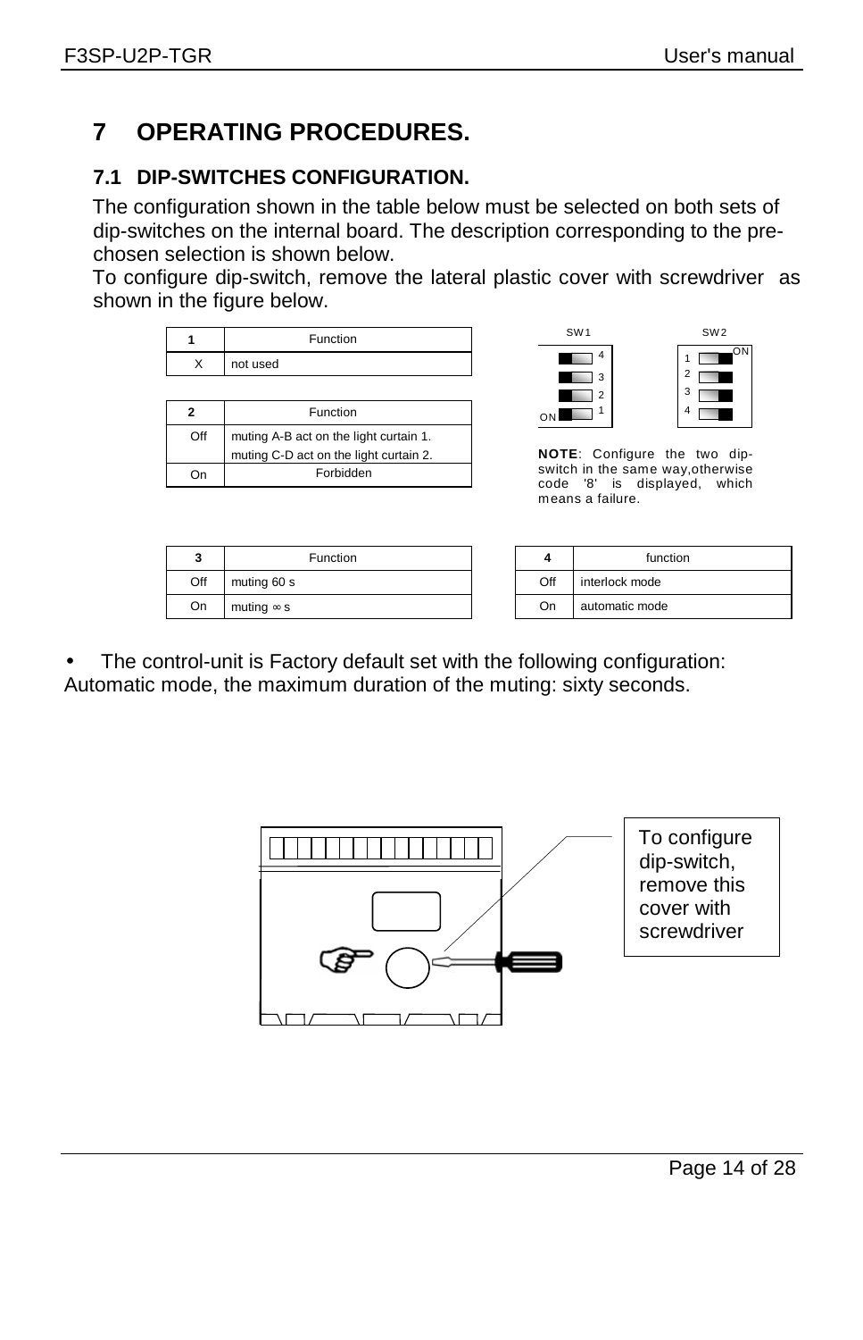# 7 OPERATING PROCEDURES.

## 7.1 DIP-SWITCHES CONFIGURATION.

The configuration shown in the table below must be selected on both sets of dip-switches on the internal board. The description corresponding to the pre-chosen selection is shown below.
To configure dip-switch, remove the lateral plastic cover with screwdriver as shown in the figure below.

| 1 | Function |
|---|---|
| X | not used |

| 2 | Function |
|---|---|
| Off | muting A-B act on the light curtain 1. muting C-D act on the light curtain 2. |
| On | Forbidden |

SW1 SW2

**NOTE**: Configure the two dip-switch in the same way,otherwise code '8' is displayed, which means a failure.

| 3 | Function |
|---|---|
| Off | muting 60 s |
| On | muting ∞ s |

| 4 | function |
|---|---|
| Off | interlock mode |
| On | automatic mode |

- The control-unit is Factory default set with the following configuration:

Automatic mode, the maximum duration of the muting: sixty seconds.

To configure dip-switch, remove this cover with screwdriver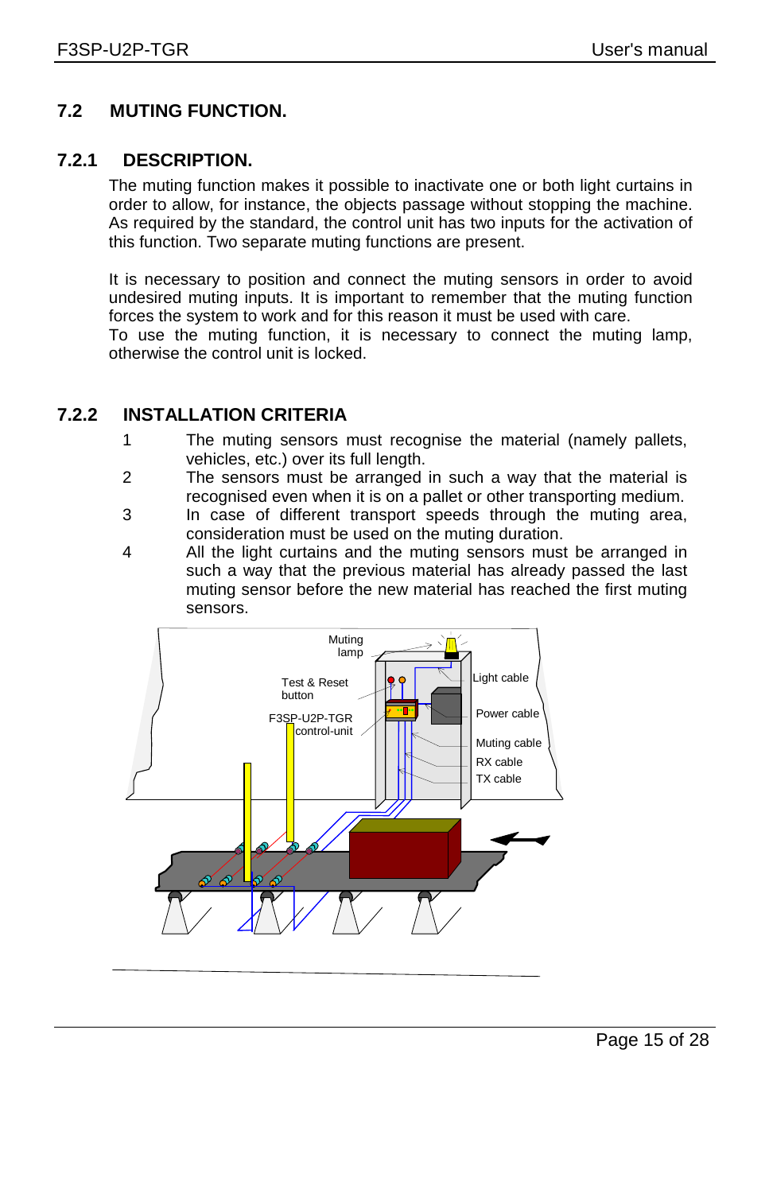## 7.2 MUTING FUNCTION.

### 7.2.1 DESCRIPTION.

The muting function makes it possible to inactivate one or both light curtains in order to allow, for instance, the objects passage without stopping the machine. As required by the standard, the control unit has two inputs for the activation of this function. Two separate muting functions are present.

It is necessary to position and connect the muting sensors in order to avoid undesired muting inputs. It is important to remember that the muting function forces the system to work and for this reason it must be used with care.
To use the muting function, it is necessary to connect the muting lamp, otherwise the control unit is locked.

### 7.2.2 INSTALLATION CRITERIA

1. The muting sensors must recognise the material (namely pallets, vehicles, etc.) over its full length.
2. The sensors must be arranged in such a way that the material is recognised even when it is on a pallet or other transporting medium.
3. In case of different transport speeds through the muting area, consideration must be used on the muting duration.
4. All the light curtains and the muting sensors must be arranged in such a way that the previous material has already passed the last muting sensor before the new material has reached the first muting sensors.

Muting lamp
Test & Reset button
F3SP-U2P-TGR control-unit
Light cable
Power cable
Muting cable
RX cable
TX cable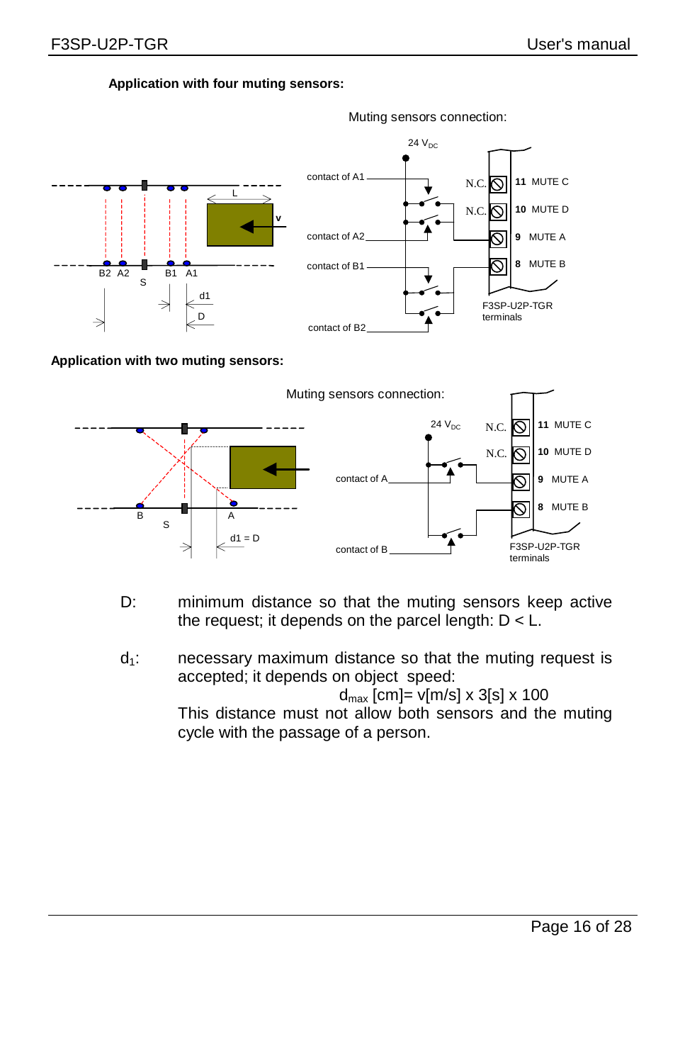**Application with four muting sensors:**

Muting sensors connection:

**Application with two muting sensors:**

Muting sensors connection:

D: minimum distance so that the muting sensors keep active the request; it depends on the parcel length: D < L.

$d_1$: necessary maximum distance so that the muting request is accepted; it depends on object speed:

$$d_{max}\,[cm] = v[m/s] \times 3[s] \times 100$$

This distance must not allow both sensors and the muting cycle with the passage of a person.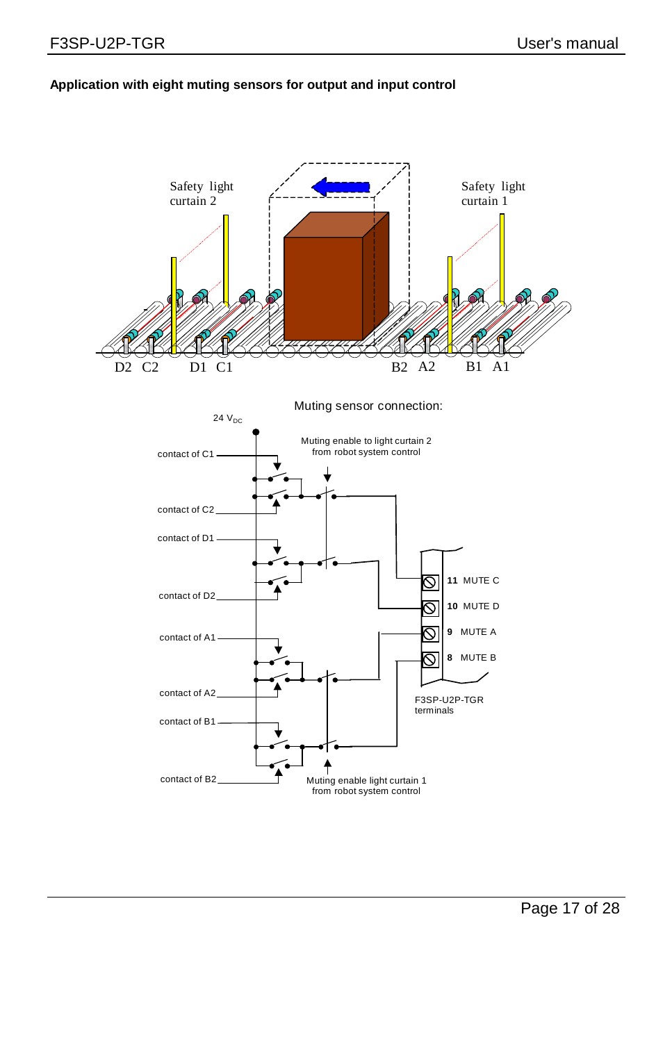**Application with eight muting sensors for output and input control**

Safety light curtain 2

Safety light curtain 1

D2 C2 D1 C1 B2 A2 B1 A1

Muting sensor connection:

24 $V_{DC}$

contact of C1

contact of C2

contact of D1

contact of D2

contact of A1

contact of A2

contact of B1

contact of B2

Muting enable to light curtain 2 from robot system control

Muting enable light curtain 1 from robot system control

11 MUTE C

10 MUTE D

9 MUTE A

8 MUTE B

F3SP-U2P-TGR terminals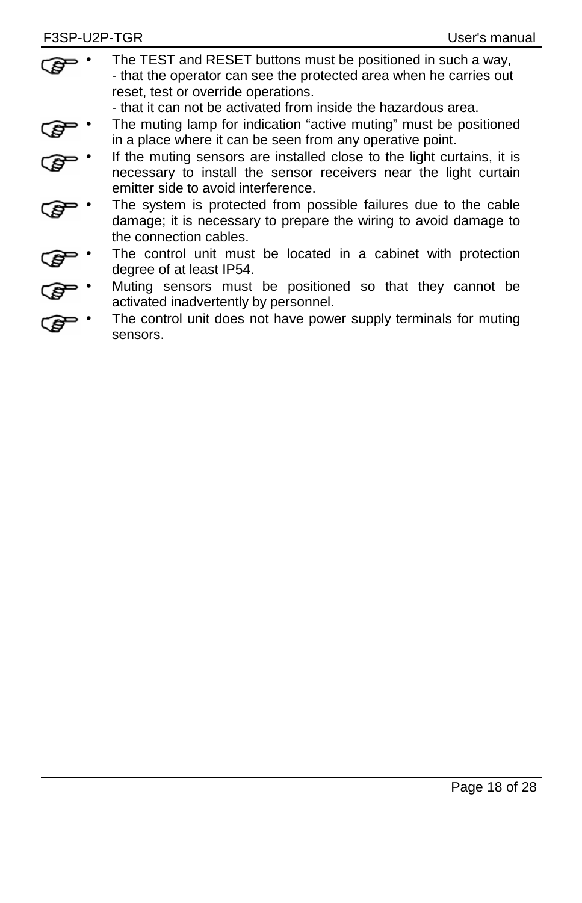- The TEST and RESET buttons must be positioned in such a way,
  - that the operator can see the protected area when he carries out reset, test or override operations.
  - that it can not be activated from inside the hazardous area.
- The muting lamp for indication “active muting” must be positioned in a place where it can be seen from any operative point.
- If the muting sensors are installed close to the light curtains, it is necessary to install the sensor receivers near the light curtain emitter side to avoid interference.
- The system is protected from possible failures due to the cable damage; it is necessary to prepare the wiring to avoid damage to the connection cables.
- The control unit must be located in a cabinet with protection degree of at least IP54.
- Muting sensors must be positioned so that they cannot be activated inadvertently by personnel.
- The control unit does not have power supply terminals for muting sensors.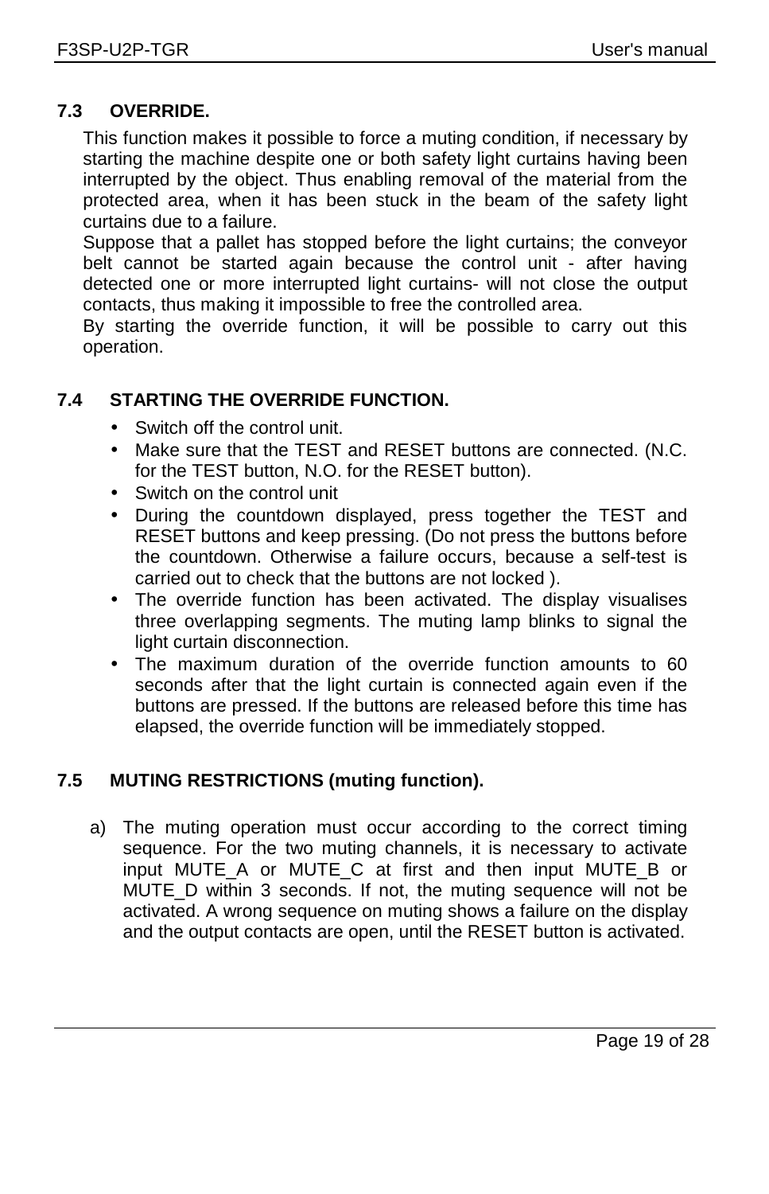### 7.3 OVERRIDE.

This function makes it possible to force a muting condition, if necessary by starting the machine despite one or both safety light curtains having been interrupted by the object. Thus enabling removal of the material from the protected area, when it has been stuck in the beam of the safety light curtains due to a failure.

Suppose that a pallet has stopped before the light curtains; the conveyor belt cannot be started again because the control unit - after having detected one or more interrupted light curtains- will not close the output contacts, thus making it impossible to free the controlled area.

By starting the override function, it will be possible to carry out this operation.

### 7.4 STARTING THE OVERRIDE FUNCTION.

- Switch off the control unit.
- Make sure that the TEST and RESET buttons are connected. (N.C. for the TEST button, N.O. for the RESET button).
- Switch on the control unit
- During the countdown displayed, press together the TEST and RESET buttons and keep pressing. (Do not press the buttons before the countdown. Otherwise a failure occurs, because a self-test is carried out to check that the buttons are not locked ).
- The override function has been activated. The display visualises three overlapping segments. The muting lamp blinks to signal the light curtain disconnection.
- The maximum duration of the override function amounts to 60 seconds after that the light curtain is connected again even if the buttons are pressed. If the buttons are released before this time has elapsed, the override function will be immediately stopped.

### 7.5 MUTING RESTRICTIONS (muting function).

a) The muting operation must occur according to the correct timing sequence. For the two muting channels, it is necessary to activate input MUTE_A or MUTE_C at first and then input MUTE_B or MUTE_D within 3 seconds. If not, the muting sequence will not be activated. A wrong sequence on muting shows a failure on the display and the output contacts are open, until the RESET button is activated.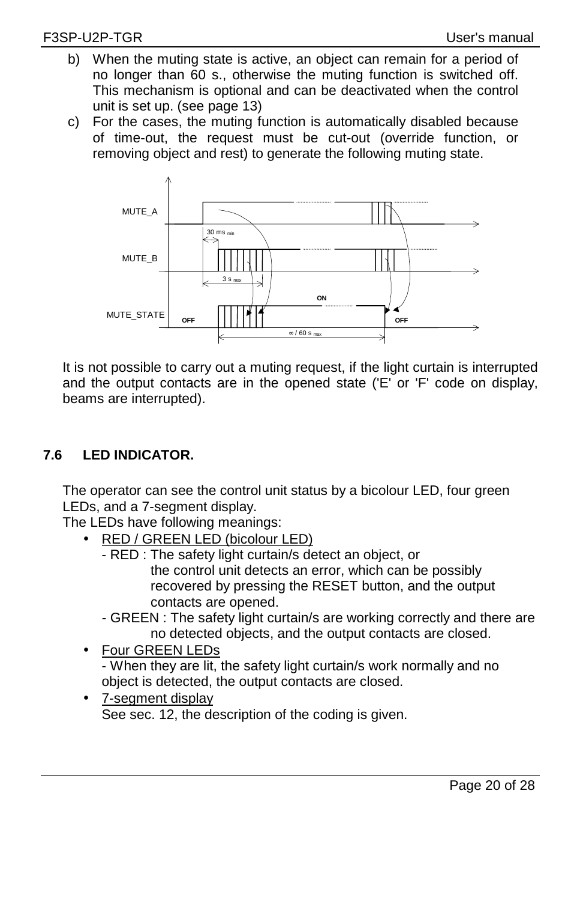b) When the muting state is active, an object can remain for a period of no longer than 60 s., otherwise the muting function is switched off. This mechanism is optional and can be deactivated when the control unit is set up. (see page 13)

c) For the cases, the muting function is automatically disabled because of time-out, the request must be cut-out (override function, or removing object and rest) to generate the following muting state.

MUTE_A

30 ms $_{min}$

MUTE_B

3 s $_{max}$

ON

MUTE_STATE OFF OFF

∞ / 60 s $_{max}$

It is not possible to carry out a muting request, if the light curtain is interrupted and the output contacts are in the opened state ('E' or 'F' code on display, beams are interrupted).

## 7.6 LED INDICATOR.

The operator can see the control unit status by a bicolour LED, four green LEDs, and a 7-segment display.
The LEDs have following meanings:

- RED / GREEN LED (bicolour LED)
  - RED : The safety light curtain/s detect an object, or the control unit detects an error, which can be possibly recovered by pressing the RESET button, and the output contacts are opened.
  - GREEN : The safety light curtain/s are working correctly and there are no detected objects, and the output contacts are closed.
- Four GREEN LEDs
  - When they are lit, the safety light curtain/s work normally and no object is detected, the output contacts are closed.
- 7-segment display
  See sec. 12, the description of the coding is given.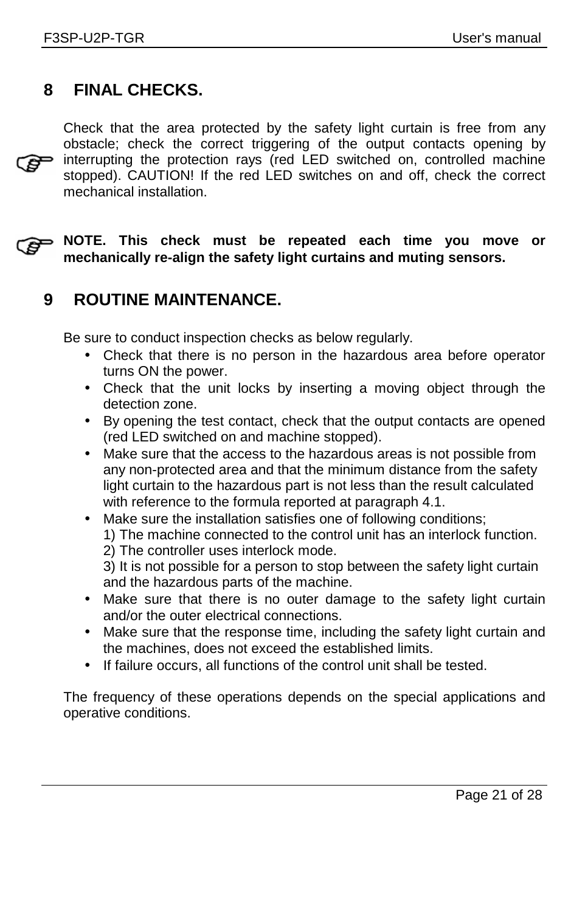# 8 FINAL CHECKS.

Check that the area protected by the safety light curtain is free from any obstacle; check the correct triggering of the output contacts opening by interrupting the protection rays (red LED switched on, controlled machine stopped). CAUTION! If the red LED switches on and off, check the correct mechanical installation.

**NOTE. This check must be repeated each time you move or mechanically re-align the safety light curtains and muting sensors.**

# 9 ROUTINE MAINTENANCE.

Be sure to conduct inspection checks as below regularly.

- Check that there is no person in the hazardous area before operator turns ON the power.
- Check that the unit locks by inserting a moving object through the detection zone.
- By opening the test contact, check that the output contacts are opened (red LED switched on and machine stopped).
- Make sure that the access to the hazardous areas is not possible from any non-protected area and that the minimum distance from the safety light curtain to the hazardous part is not less than the result calculated with reference to the formula reported at paragraph 4.1.
- Make sure the installation satisfies one of following conditions;
  1) The machine connected to the control unit has an interlock function.
  2) The controller uses interlock mode.
  3) It is not possible for a person to stop between the safety light curtain and the hazardous parts of the machine.
- Make sure that there is no outer damage to the safety light curtain and/or the outer electrical connections.
- Make sure that the response time, including the safety light curtain and the machines, does not exceed the established limits.
- If failure occurs, all functions of the control unit shall be tested.

The frequency of these operations depends on the special applications and operative conditions.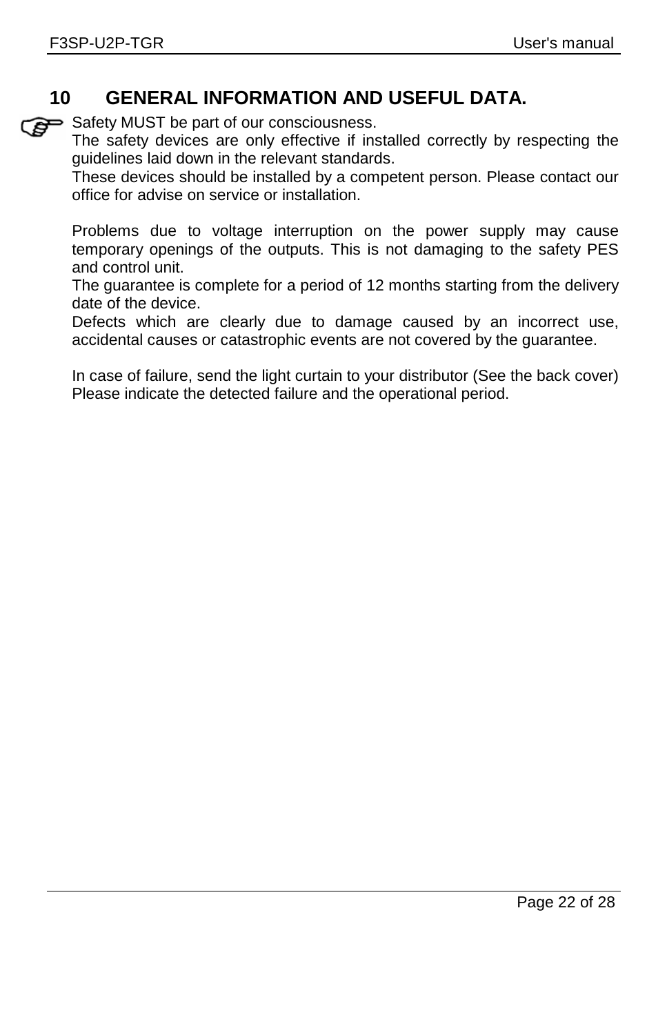# 10 GENERAL INFORMATION AND USEFUL DATA.

Safety MUST be part of our consciousness.
The safety devices are only effective if installed correctly by respecting the guidelines laid down in the relevant standards.
These devices should be installed by a competent person. Please contact our office for advise on service or installation.

Problems due to voltage interruption on the power supply may cause temporary openings of the outputs. This is not damaging to the safety PES and control unit.
The guarantee is complete for a period of 12 months starting from the delivery date of the device.
Defects which are clearly due to damage caused by an incorrect use, accidental causes or catastrophic events are not covered by the guarantee.

In case of failure, send the light curtain to your distributor (See the back cover) Please indicate the detected failure and the operational period.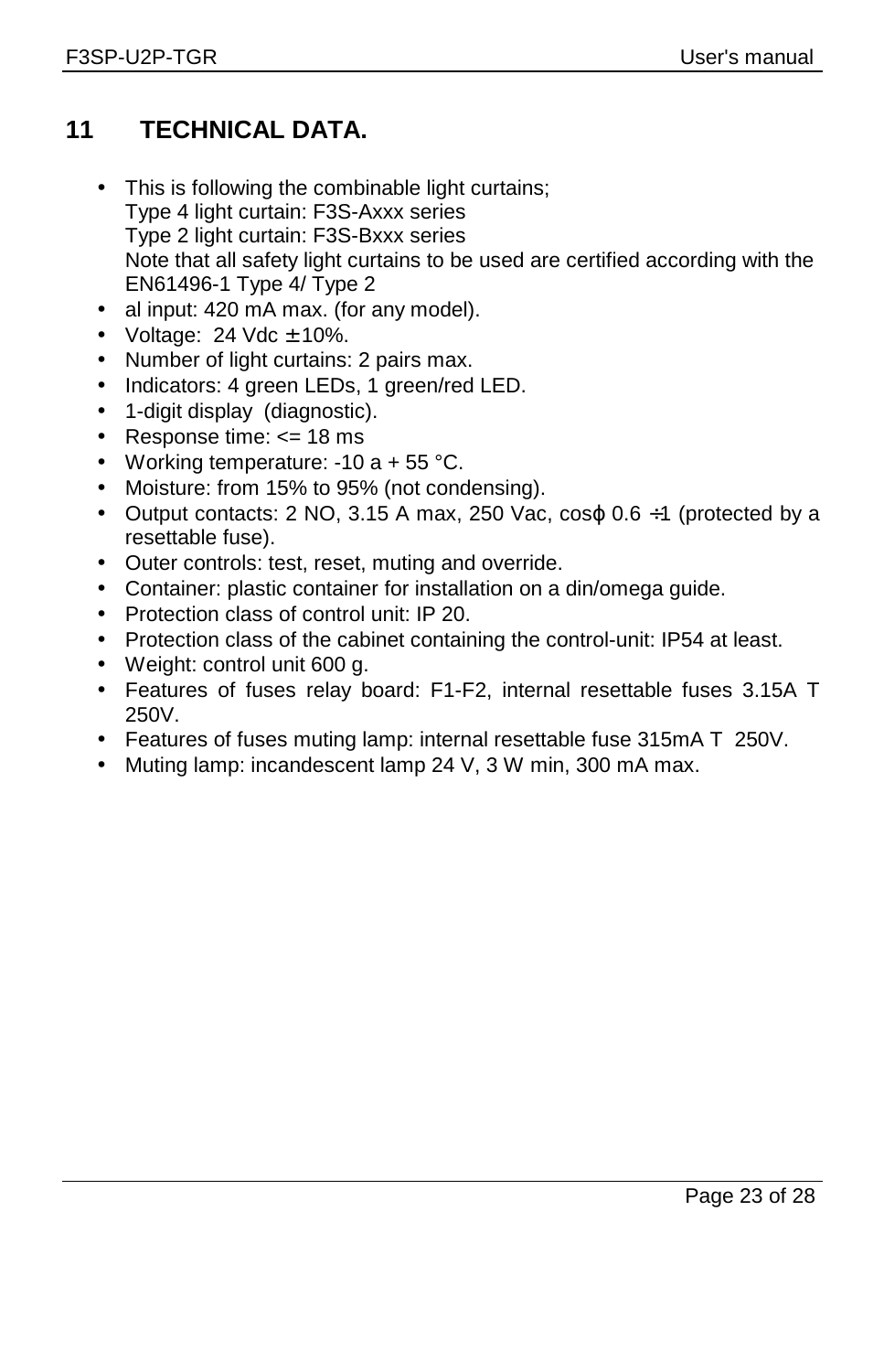# 11 TECHNICAL DATA.

- This is following the combinable light curtains;
  Type 4 light curtain: F3S-Axxx series
  Type 2 light curtain: F3S-Bxxx series
  Note that all safety light curtains to be used are certified according with the EN61496-1 Type 4/ Type 2
- al input: 420 mA max. (for any model).
- Voltage: 24 Vdc ± 10%.
- Number of light curtains: 2 pairs max.
- Indicators: 4 green LEDs, 1 green/red LED.
- 1-digit display (diagnostic).
- Response time: <= 18 ms
- Working temperature: -10 a + 55 °C.
- Moisture: from 15% to 95% (not condensing).
- Output contacts: 2 NO, 3.15 A max, 250 Vac, cosφ 0.6 ÷1 (protected by a resettable fuse).
- Outer controls: test, reset, muting and override.
- Container: plastic container for installation on a din/omega guide.
- Protection class of control unit: IP 20.
- Protection class of the cabinet containing the control-unit: IP54 at least.
- Weight: control unit 600 g.
- Features of fuses relay board: F1-F2, internal resettable fuses 3.15A T 250V.
- Features of fuses muting lamp: internal resettable fuse 315mA T 250V.
- Muting lamp: incandescent lamp 24 V, 3 W min, 300 mA max.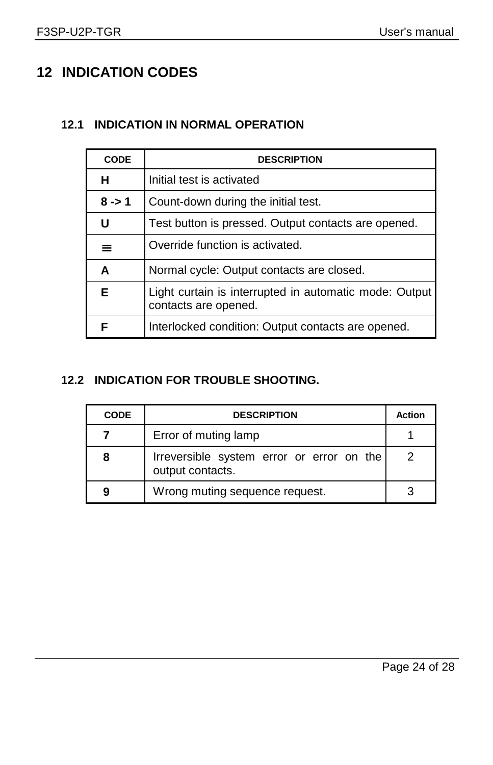# 12 INDICATION CODES

## 12.1 INDICATION IN NORMAL OPERATION

| CODE | DESCRIPTION |
|---|---|
| **H** | Initial test is activated |
| **8 -> 1** | Count-down during the initial test. |
| **U** | Test button is pressed. Output contacts are opened. |
| **≡** | Override function is activated. |
| **A** | Normal cycle: Output contacts are closed. |
| **E** | Light curtain is interrupted in automatic mode: Output contacts are opened. |
| **F** | Interlocked condition: Output contacts are opened. |

## 12.2 INDICATION FOR TROUBLE SHOOTING.

| CODE | DESCRIPTION | Action |
|---|---|---|
| **7** | Error of muting lamp | 1 |
| **8** | Irreversible system error or error on the output contacts. | 2 |
| **9** | Wrong muting sequence request. | 3 |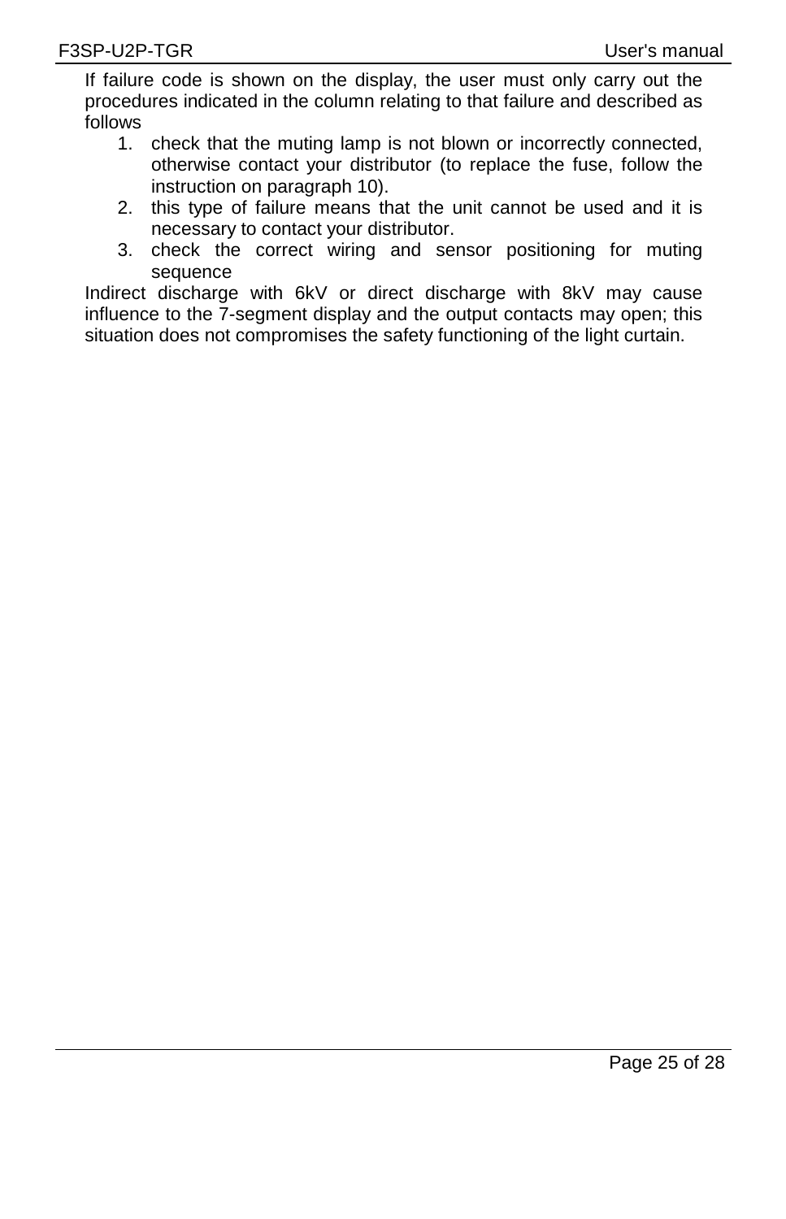If failure code is shown on the display, the user must only carry out the procedures indicated in the column relating to that failure and described as follows

1. check that the muting lamp is not blown or incorrectly connected, otherwise contact your distributor (to replace the fuse, follow the instruction on paragraph 10).
2. this type of failure means that the unit cannot be used and it is necessary to contact your distributor.
3. check the correct wiring and sensor positioning for muting sequence

Indirect discharge with 6kV or direct discharge with 8kV may cause influence to the 7-segment display and the output contacts may open; this situation does not compromises the safety functioning of the light curtain.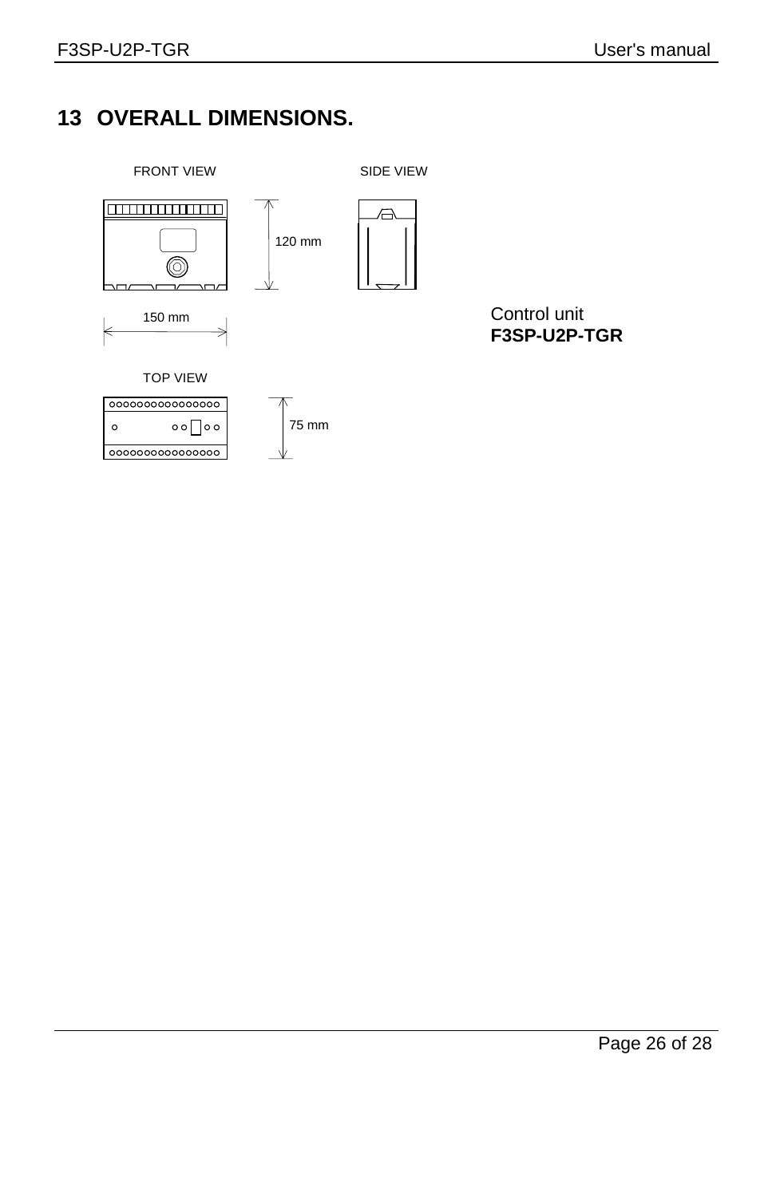# 13 OVERALL DIMENSIONS.

FRONT VIEW

SIDE VIEW

120 mm

150 mm

Control unit
**F3SP-U2P-TGR**

TOP VIEW

75 mm